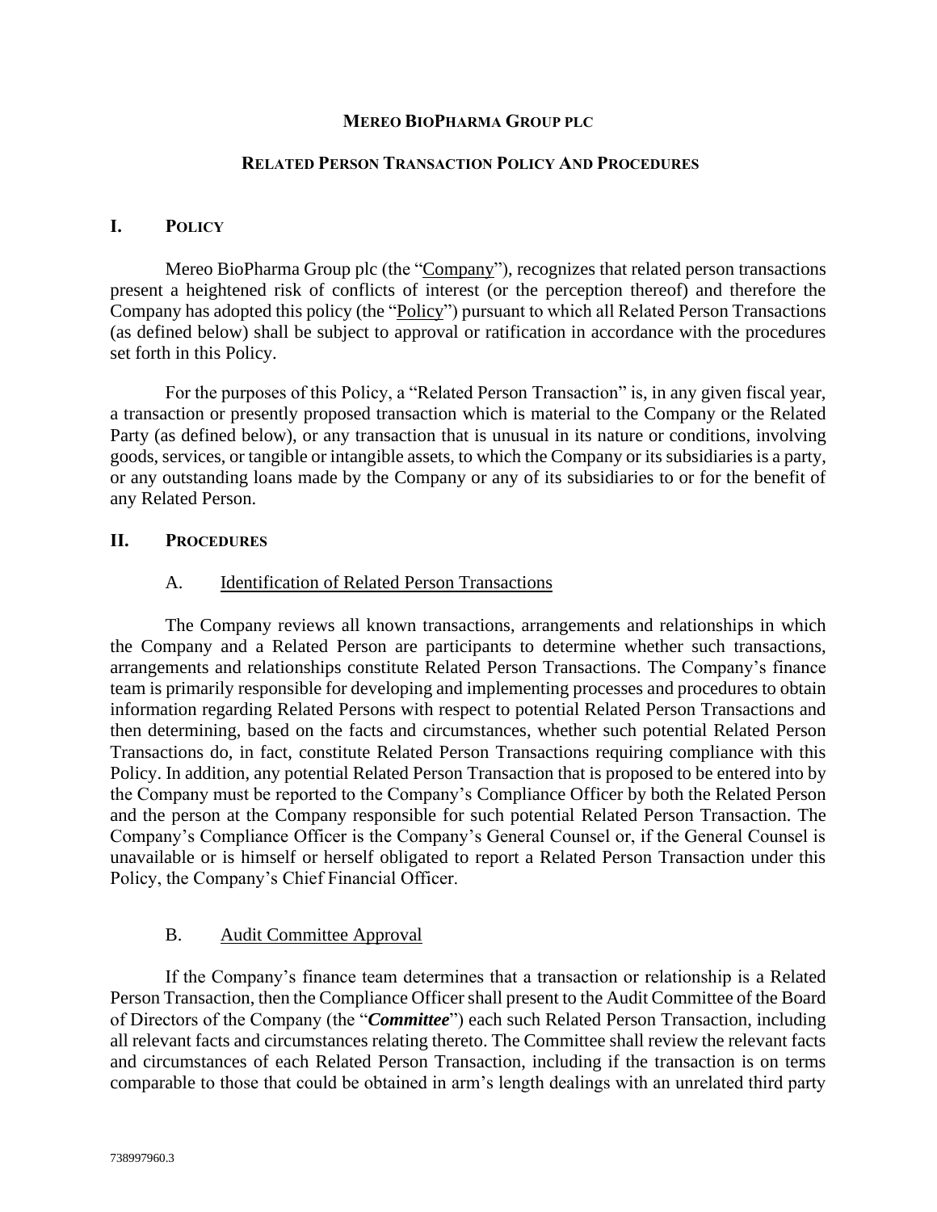# MEREO BIOPHARMA GROUP PLC

## RELATED PERSON TRANSACTION POLICY AND PROCEDURES

## I. POLICY

Mereo BioPharma Group plc (the "Company"), recognizes that related person transactions present a heightened risk of conflicts of interest (or the perception thereof) and therefore the Company has adopted this policy (the "Policy") pursuant to which all Related Person Transactions (as defined below) shall be subject to approval or ratification in accordance with the procedures set forth in this Policy.

For the purposes of this Policy, a "Related Person Transaction" is, in any given fiscal year, a transaction or presently proposed transaction which is material to the Company or the Related Party (as defined below), or any transaction that is unusual in its nature or conditions, involving goods, services, or tangible or intangible assets, to which the Company or its subsidiaries is a party, or any outstanding loans made by the Company or any of its subsidiaries to or for the benefit of any Related Person.

## II. PROCEDURES

### A. Identification of Related Person Transactions

The Company reviews all known transactions, arrangements and relationships in which the Company and a Related Person are participants to determine whether such transactions, arrangements and relationships constitute Related Person Transactions. The Company's finance team is primarily responsible for developing and implementing processes and procedures to obtain information regarding Related Persons with respect to potential Related Person Transactions and then determining, based on the facts and circumstances, whether such potential Related Person Transactions do, in fact, constitute Related Person Transactions requiring compliance with this Policy. In addition, any potential Related Person Transaction that is proposed to be entered into by the Company must be reported to the Company's Compliance Officer by both the Related Person and the person at the Company responsible for such potential Related Person Transaction. The Company's Compliance Officer is the Company's General Counsel or, if the General Counsel is unavailable or is himself or herself obligated to report a Related Person Transaction under this Policy, the Company's Chief Financial Officer.

### B. Audit Committee Approval

If the Company's finance team determines that a transaction or relationship is a Related Person Transaction, then the Compliance Officer shall present to the Audit Committee of the Board of Directors of the Company (the "***Committee***") each such Related Person Transaction, including all relevant facts and circumstances relating thereto. The Committee shall review the relevant facts and circumstances of each Related Person Transaction, including if the transaction is on terms comparable to those that could be obtained in arm's length dealings with an unrelated third party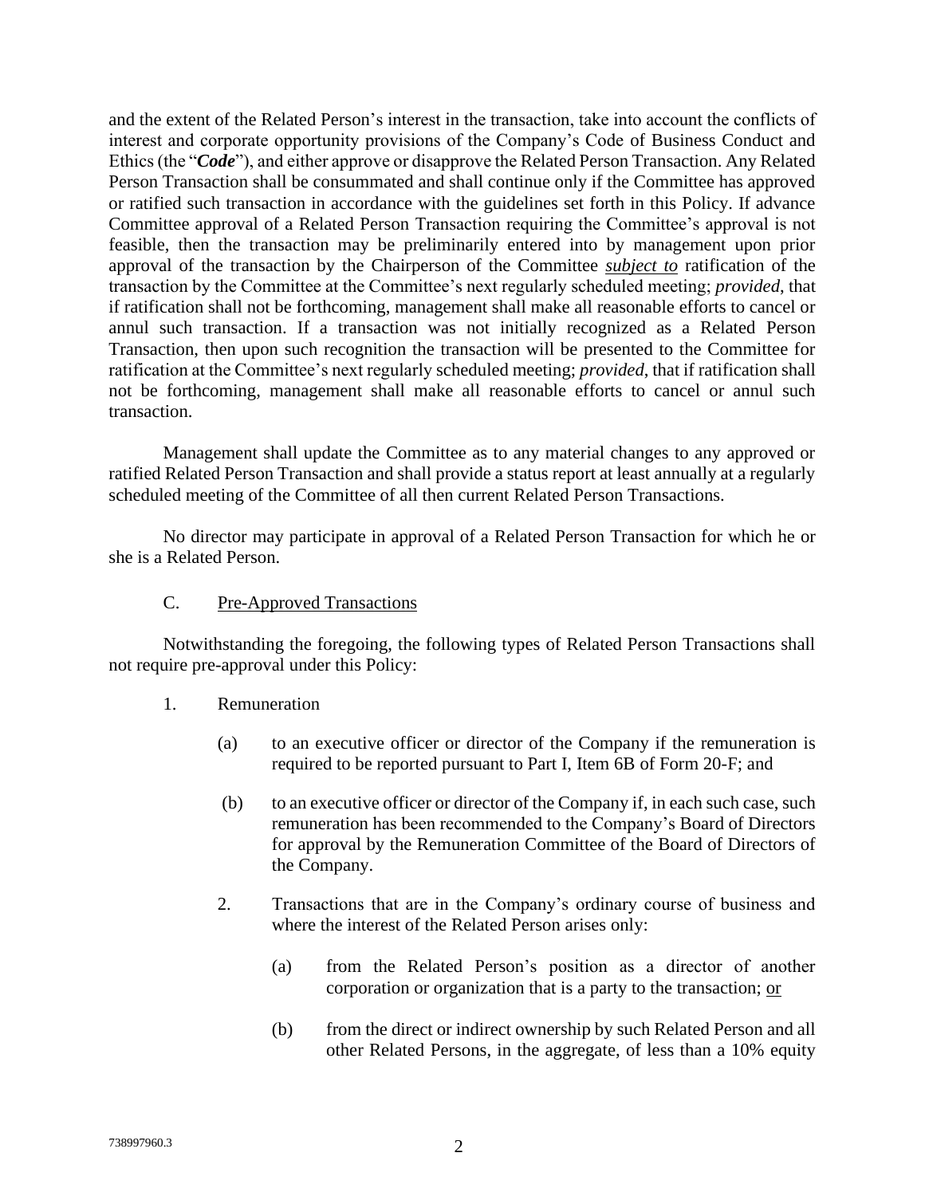and the extent of the Related Person's interest in the transaction, take into account the conflicts of interest and corporate opportunity provisions of the Company's Code of Business Conduct and Ethics (the "***Code***"), and either approve or disapprove the Related Person Transaction. Any Related Person Transaction shall be consummated and shall continue only if the Committee has approved or ratified such transaction in accordance with the guidelines set forth in this Policy. If advance Committee approval of a Related Person Transaction requiring the Committee's approval is not feasible, then the transaction may be preliminarily entered into by management upon prior approval of the transaction by the Chairperson of the Committee ***subject to*** ratification of the transaction by the Committee at the Committee's next regularly scheduled meeting; *provided*, that if ratification shall not be forthcoming, management shall make all reasonable efforts to cancel or annul such transaction. If a transaction was not initially recognized as a Related Person Transaction, then upon such recognition the transaction will be presented to the Committee for ratification at the Committee's next regularly scheduled meeting; *provided*, that if ratification shall not be forthcoming, management shall make all reasonable efforts to cancel or annul such transaction.

Management shall update the Committee as to any material changes to any approved or ratified Related Person Transaction and shall provide a status report at least annually at a regularly scheduled meeting of the Committee of all then current Related Person Transactions.

No director may participate in approval of a Related Person Transaction for which he or she is a Related Person.

C. Pre-Approved Transactions

Notwithstanding the foregoing, the following types of Related Person Transactions shall not require pre-approval under this Policy:

1. Remuneration

   (a) to an executive officer or director of the Company if the remuneration is required to be reported pursuant to Part I, Item 6B of Form 20-F; and

   (b) to an executive officer or director of the Company if, in each such case, such remuneration has been recommended to the Company's Board of Directors for approval by the Remuneration Committee of the Board of Directors of the Company.

2. Transactions that are in the Company's ordinary course of business and where the interest of the Related Person arises only:

   (a) from the Related Person's position as a director of another corporation or organization that is a party to the transaction; or

   (b) from the direct or indirect ownership by such Related Person and all other Related Persons, in the aggregate, of less than a 10% equity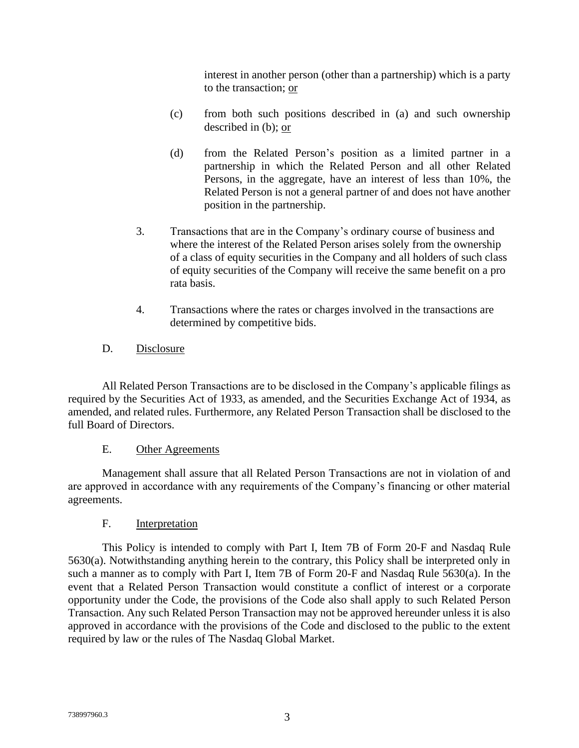interest in another person (other than a partnership) which is a party to the transaction; <u>or</u>

(c) from both such positions described in (a) and such ownership described in (b); <u>or</u>

(d) from the Related Person's position as a limited partner in a partnership in which the Related Person and all other Related Persons, in the aggregate, have an interest of less than 10%, the Related Person is not a general partner of and does not have another position in the partnership.

3. Transactions that are in the Company's ordinary course of business and where the interest of the Related Person arises solely from the ownership of a class of equity securities in the Company and all holders of such class of equity securities of the Company will receive the same benefit on a pro rata basis.

4. Transactions where the rates or charges involved in the transactions are determined by competitive bids.

## D. <u>Disclosure</u>

All Related Person Transactions are to be disclosed in the Company's applicable filings as required by the Securities Act of 1933, as amended, and the Securities Exchange Act of 1934, as amended, and related rules. Furthermore, any Related Person Transaction shall be disclosed to the full Board of Directors.

## E. <u>Other Agreements</u>

Management shall assure that all Related Person Transactions are not in violation of and are approved in accordance with any requirements of the Company's financing or other material agreements.

## F. <u>Interpretation</u>

This Policy is intended to comply with Part I, Item 7B of Form 20-F and Nasdaq Rule 5630(a). Notwithstanding anything herein to the contrary, this Policy shall be interpreted only in such a manner as to comply with Part I, Item 7B of Form 20-F and Nasdaq Rule 5630(a). In the event that a Related Person Transaction would constitute a conflict of interest or a corporate opportunity under the Code, the provisions of the Code also shall apply to such Related Person Transaction. Any such Related Person Transaction may not be approved hereunder unless it is also approved in accordance with the provisions of the Code and disclosed to the public to the extent required by law or the rules of The Nasdaq Global Market.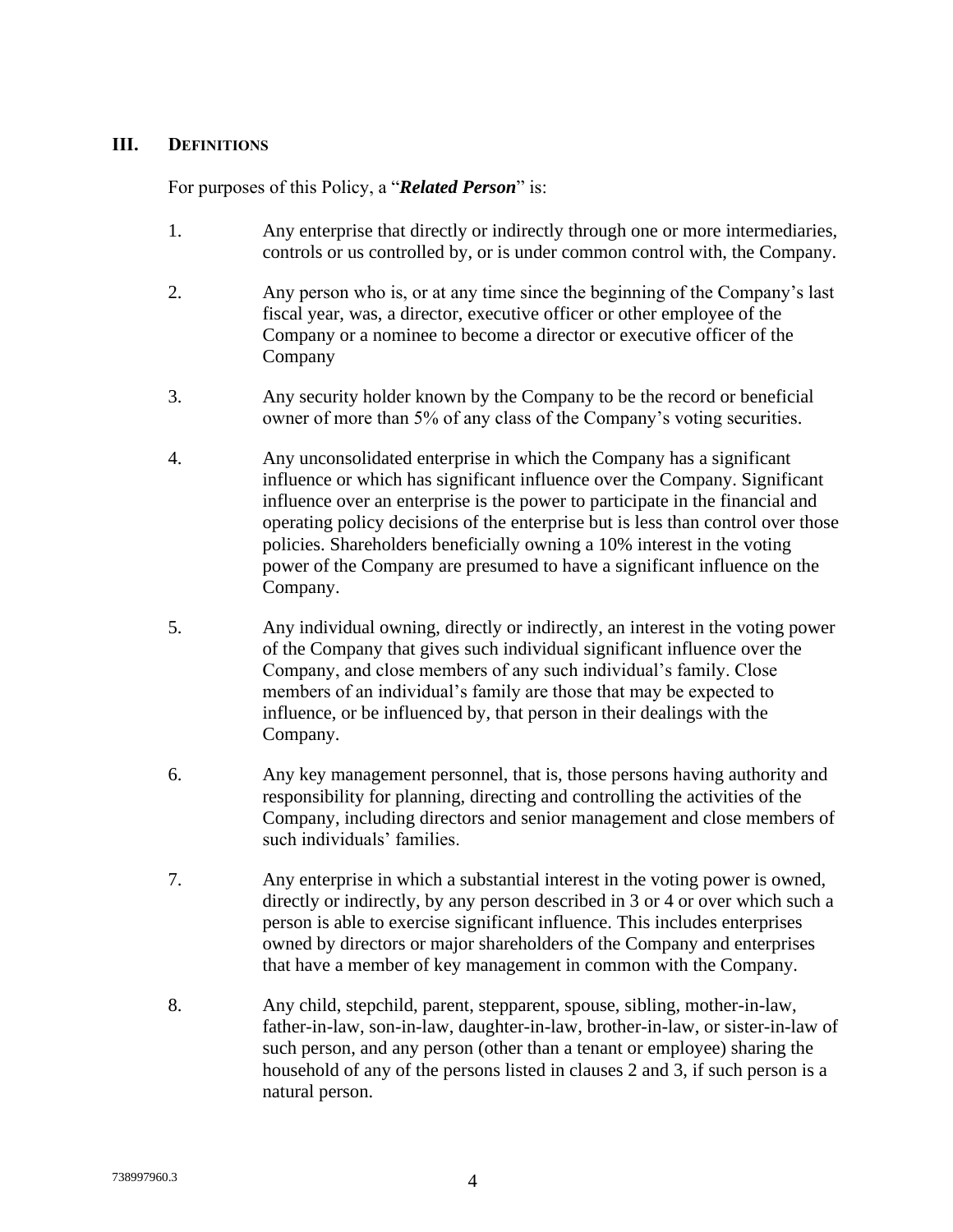## III. DEFINITIONS

For purposes of this Policy, a "***Related Person***" is:

1. Any enterprise that directly or indirectly through one or more intermediaries, controls or us controlled by, or is under common control with, the Company.

2. Any person who is, or at any time since the beginning of the Company's last fiscal year, was, a director, executive officer or other employee of the Company or a nominee to become a director or executive officer of the Company

3. Any security holder known by the Company to be the record or beneficial owner of more than 5% of any class of the Company's voting securities.

4. Any unconsolidated enterprise in which the Company has a significant influence or which has significant influence over the Company. Significant influence over an enterprise is the power to participate in the financial and operating policy decisions of the enterprise but is less than control over those policies. Shareholders beneficially owning a 10% interest in the voting power of the Company are presumed to have a significant influence on the Company.

5. Any individual owning, directly or indirectly, an interest in the voting power of the Company that gives such individual significant influence over the Company, and close members of any such individual's family. Close members of an individual's family are those that may be expected to influence, or be influenced by, that person in their dealings with the Company.

6. Any key management personnel, that is, those persons having authority and responsibility for planning, directing and controlling the activities of the Company, including directors and senior management and close members of such individuals' families.

7. Any enterprise in which a substantial interest in the voting power is owned, directly or indirectly, by any person described in 3 or 4 or over which such a person is able to exercise significant influence. This includes enterprises owned by directors or major shareholders of the Company and enterprises that have a member of key management in common with the Company.

8. Any child, stepchild, parent, stepparent, spouse, sibling, mother-in-law, father-in-law, son-in-law, daughter-in-law, brother-in-law, or sister-in-law of such person, and any person (other than a tenant or employee) sharing the household of any of the persons listed in clauses 2 and 3, if such person is a natural person.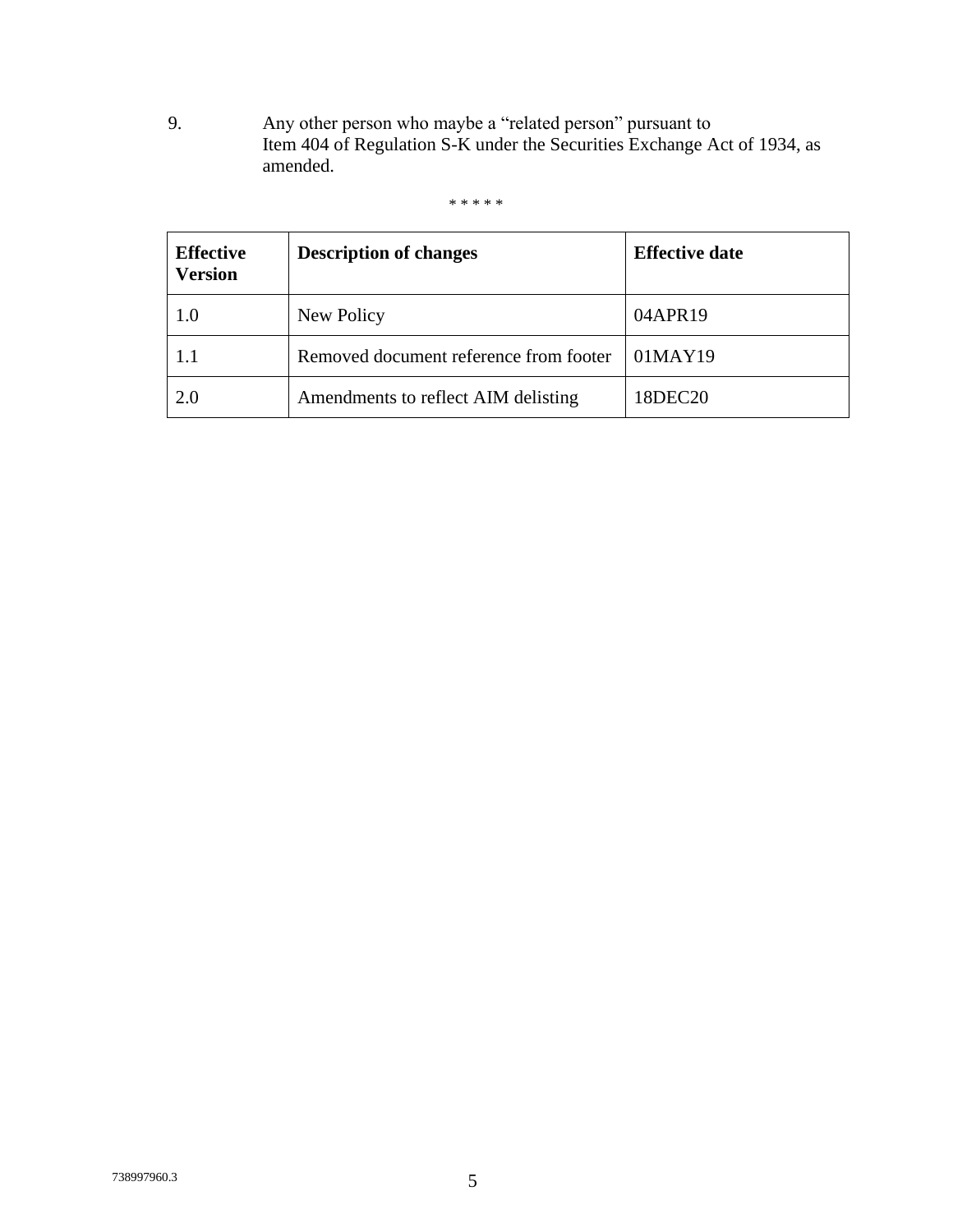9. Any other person who maybe a "related person" pursuant to Item 404 of Regulation S-K under the Securities Exchange Act of 1934, as amended.

\* \* \* \* \*

| **Effective Version** | **Description of changes** | **Effective date** |
|---|---|---|
| 1.0 | New Policy | 04APR19 |
| 1.1 | Removed document reference from footer | 01MAY19 |
| 2.0 | Amendments to reflect AIM delisting | 18DEC20 |